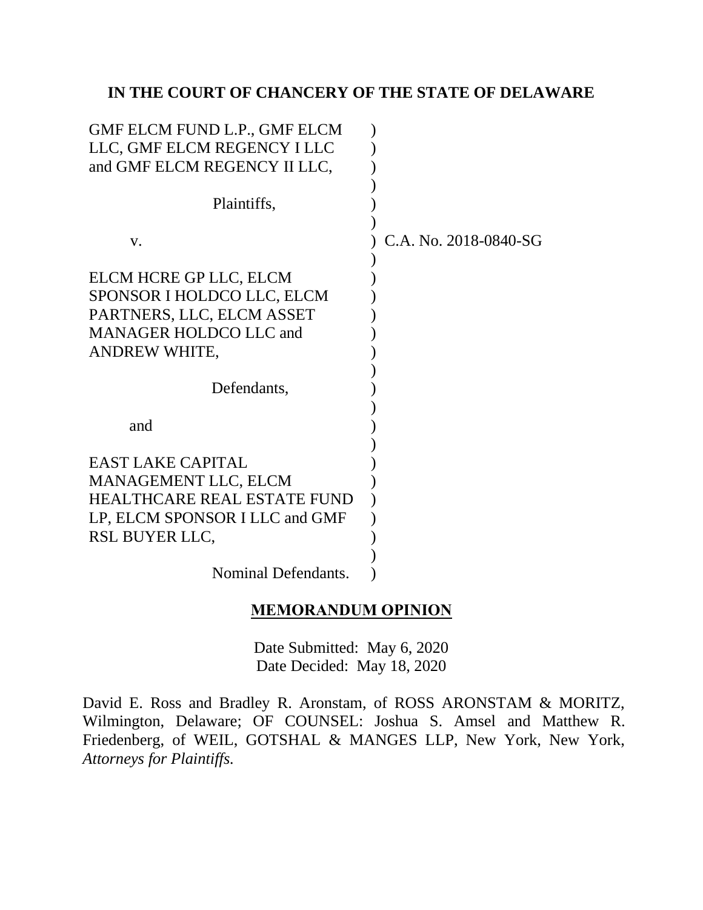**IN THE COURT OF CHANCERY OF THE STATE OF DELAWARE**

GMF ELCM FUND L.P., GMF ELCM LLC, GMF ELCM REGENCY I LLC and GMF ELCM REGENCY II LLC,

Plaintiffs,

v.

ELCM HCRE GP LLC, ELCM SPONSOR I HOLDCO LLC, ELCM PARTNERS, LLC, ELCM ASSET MANAGER HOLDCO LLC and ANDREW WHITE,

Defendants,

and

EAST LAKE CAPITAL MANAGEMENT LLC, ELCM HEALTHCARE REAL ESTATE FUND LP, ELCM SPONSOR I LLC and GMF RSL BUYER LLC,

Nominal Defendants.

C.A. No. 2018-0840-SG

**MEMORANDUM OPINION**

Date Submitted: May 6, 2020
Date Decided: May 18, 2020

David E. Ross and Bradley R. Aronstam, of ROSS ARONSTAM & MORITZ, Wilmington, Delaware; OF COUNSEL: Joshua S. Amsel and Matthew R. Friedenberg, of WEIL, GOTSHAL & MANGES LLP, New York, New York, *Attorneys for Plaintiffs.*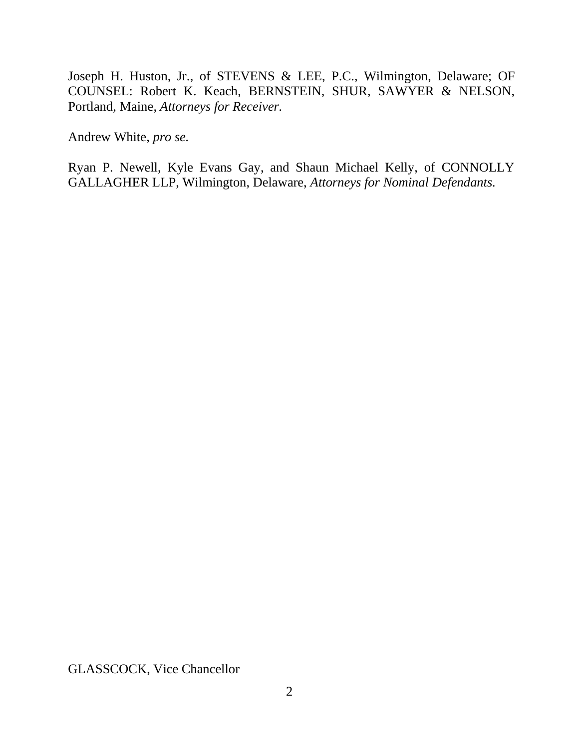Joseph H. Huston, Jr., of STEVENS & LEE, P.C., Wilmington, Delaware; OF COUNSEL: Robert K. Keach, BERNSTEIN, SHUR, SAWYER & NELSON, Portland, Maine, *Attorneys for Receiver.*

Andrew White, *pro se.*

Ryan P. Newell, Kyle Evans Gay, and Shaun Michael Kelly, of CONNOLLY GALLAGHER LLP, Wilmington, Delaware, *Attorneys for Nominal Defendants.*

GLASSCOCK, Vice Chancellor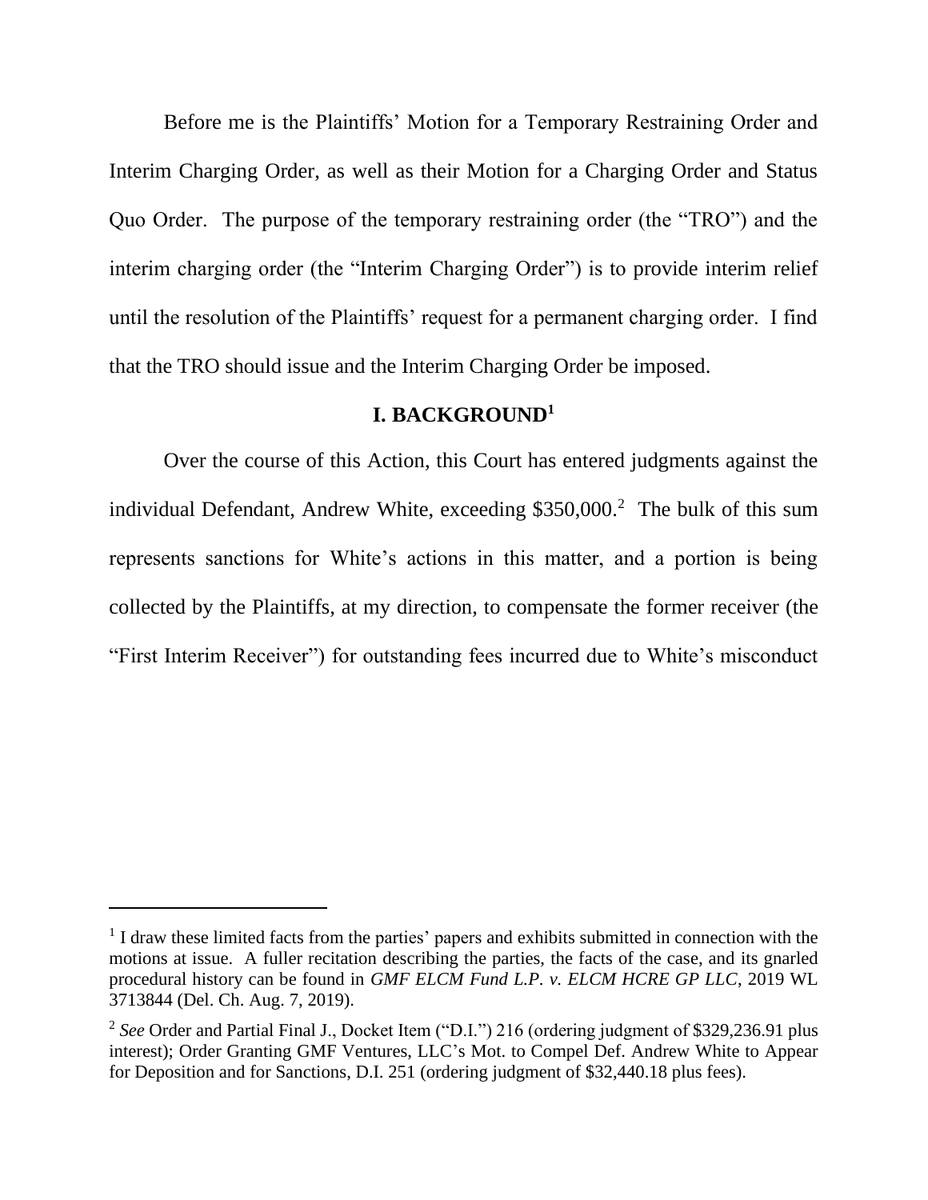Before me is the Plaintiffs' Motion for a Temporary Restraining Order and Interim Charging Order, as well as their Motion for a Charging Order and Status Quo Order. The purpose of the temporary restraining order (the "TRO") and the interim charging order (the "Interim Charging Order") is to provide interim relief until the resolution of the Plaintiffs' request for a permanent charging order. I find that the TRO should issue and the Interim Charging Order be imposed.

## I. BACKGROUND[1]

Over the course of this Action, this Court has entered judgments against the individual Defendant, Andrew White, exceeding $350,000.[2] The bulk of this sum represents sanctions for White's actions in this matter, and a portion is being collected by the Plaintiffs, at my direction, to compensate the former receiver (the "First Interim Receiver") for outstanding fees incurred due to White's misconduct

---

[1] I draw these limited facts from the parties' papers and exhibits submitted in connection with the motions at issue. A fuller recitation describing the parties, the facts of the case, and its gnarled procedural history can be found in *GMF ELCM Fund L.P. v. ELCM HCRE GP LLC*, 2019 WL 3713844 (Del. Ch. Aug. 7, 2019).

[2] *See* Order and Partial Final J., Docket Item ("D.I.") 216 (ordering judgment of $329,236.91 plus interest); Order Granting GMF Ventures, LLC's Mot. to Compel Def. Andrew White to Appear for Deposition and for Sanctions, D.I. 251 (ordering judgment of $32,440.18 plus fees).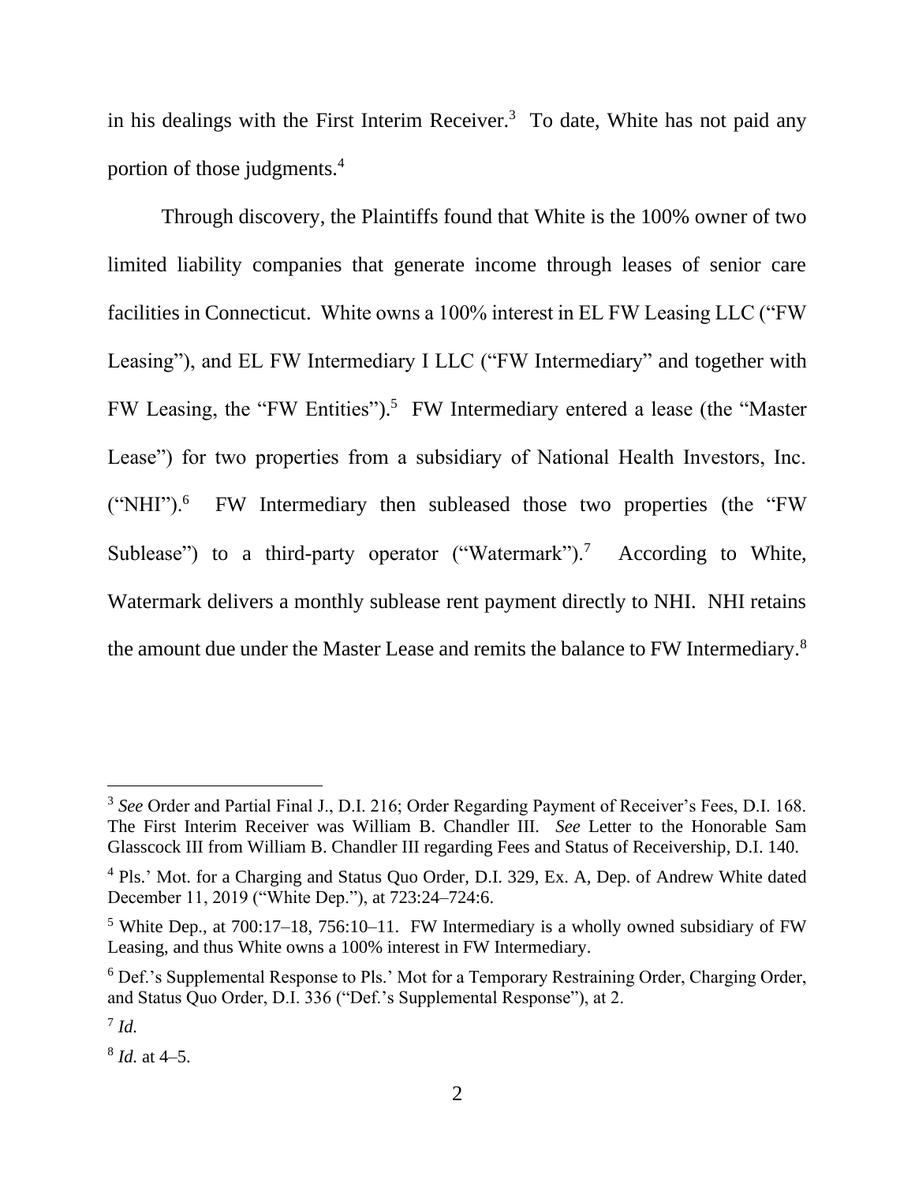in his dealings with the First Interim Receiver.[3] To date, White has not paid any portion of those judgments.[4]

Through discovery, the Plaintiffs found that White is the 100% owner of two limited liability companies that generate income through leases of senior care facilities in Connecticut. White owns a 100% interest in EL FW Leasing LLC ("FW Leasing"), and EL FW Intermediary I LLC ("FW Intermediary" and together with FW Leasing, the "FW Entities").[5] FW Intermediary entered a lease (the "Master Lease") for two properties from a subsidiary of National Health Investors, Inc. ("NHI").[6] FW Intermediary then subleased those two properties (the "FW Sublease") to a third-party operator ("Watermark").[7] According to White, Watermark delivers a monthly sublease rent payment directly to NHI. NHI retains the amount due under the Master Lease and remits the balance to FW Intermediary.[8]

---

[3] *See* Order and Partial Final J., D.I. 216; Order Regarding Payment of Receiver's Fees, D.I. 168. The First Interim Receiver was William B. Chandler III. *See* Letter to the Honorable Sam Glasscock III from William B. Chandler III regarding Fees and Status of Receivership, D.I. 140.

[4] Pls.' Mot. for a Charging and Status Quo Order, D.I. 329, Ex. A, Dep. of Andrew White dated December 11, 2019 ("White Dep."), at 723:24–724:6.

[5] White Dep., at 700:17–18, 756:10–11. FW Intermediary is a wholly owned subsidiary of FW Leasing, and thus White owns a 100% interest in FW Intermediary.

[6] Def.'s Supplemental Response to Pls.' Mot for a Temporary Restraining Order, Charging Order, and Status Quo Order, D.I. 336 ("Def.'s Supplemental Response"), at 2.

[7] *Id.*

[8] *Id.* at 4–5.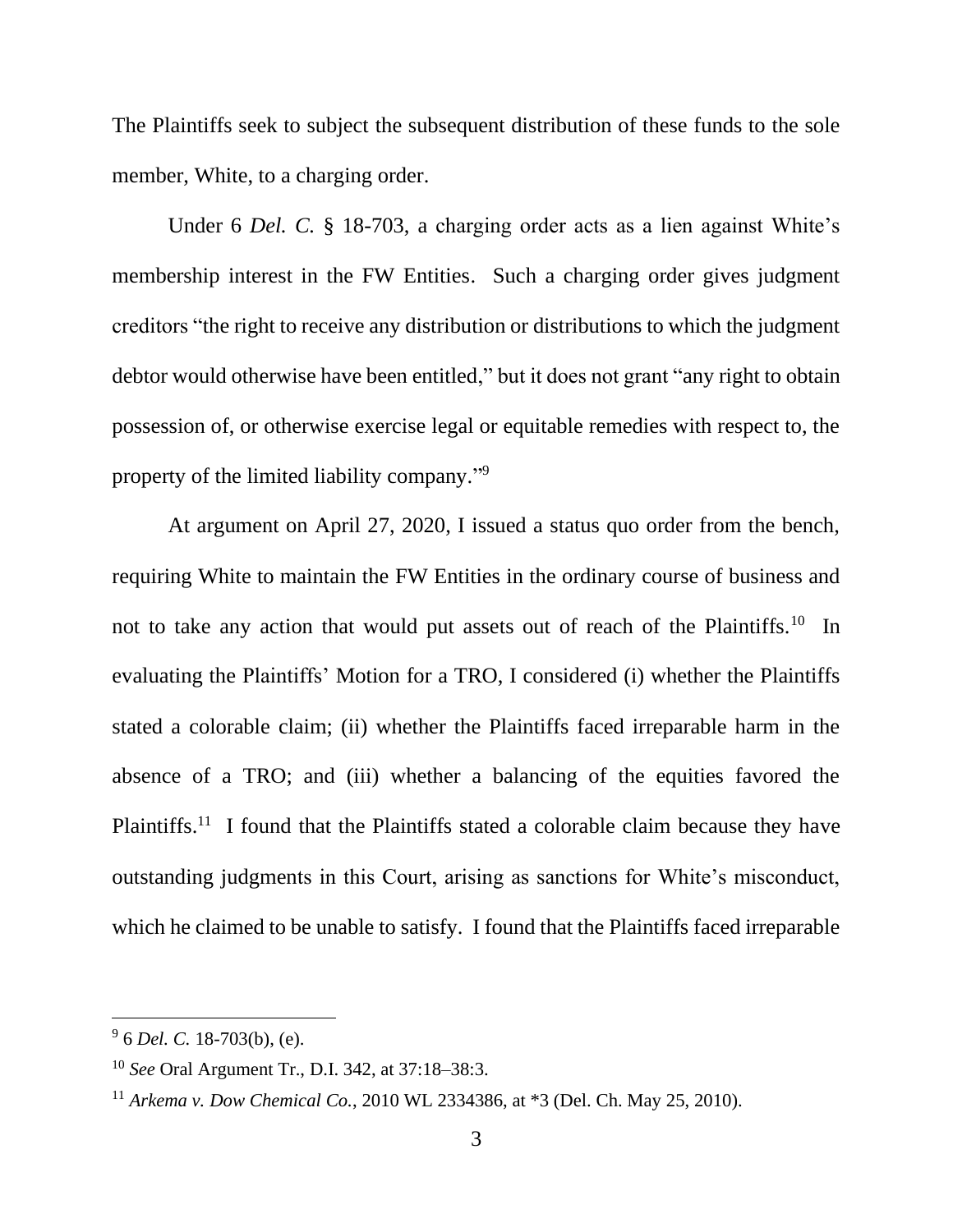The Plaintiffs seek to subject the subsequent distribution of these funds to the sole member, White, to a charging order.

Under 6 *Del. C.* § 18-703, a charging order acts as a lien against White's membership interest in the FW Entities. Such a charging order gives judgment creditors "the right to receive any distribution or distributions to which the judgment debtor would otherwise have been entitled," but it does not grant "any right to obtain possession of, or otherwise exercise legal or equitable remedies with respect to, the property of the limited liability company."[9]

At argument on April 27, 2020, I issued a status quo order from the bench, requiring White to maintain the FW Entities in the ordinary course of business and not to take any action that would put assets out of reach of the Plaintiffs.[10] In evaluating the Plaintiffs' Motion for a TRO, I considered (i) whether the Plaintiffs stated a colorable claim; (ii) whether the Plaintiffs faced irreparable harm in the absence of a TRO; and (iii) whether a balancing of the equities favored the Plaintiffs.[11] I found that the Plaintiffs stated a colorable claim because they have outstanding judgments in this Court, arising as sanctions for White's misconduct, which he claimed to be unable to satisfy. I found that the Plaintiffs faced irreparable

---

[9] 6 *Del. C.* 18-703(b), (e).

[10] *See* Oral Argument Tr., D.I. 342, at 37:18–38:3.

[11] *Arkema v. Dow Chemical Co.*, 2010 WL 2334386, at *3 (Del. Ch. May 25, 2010).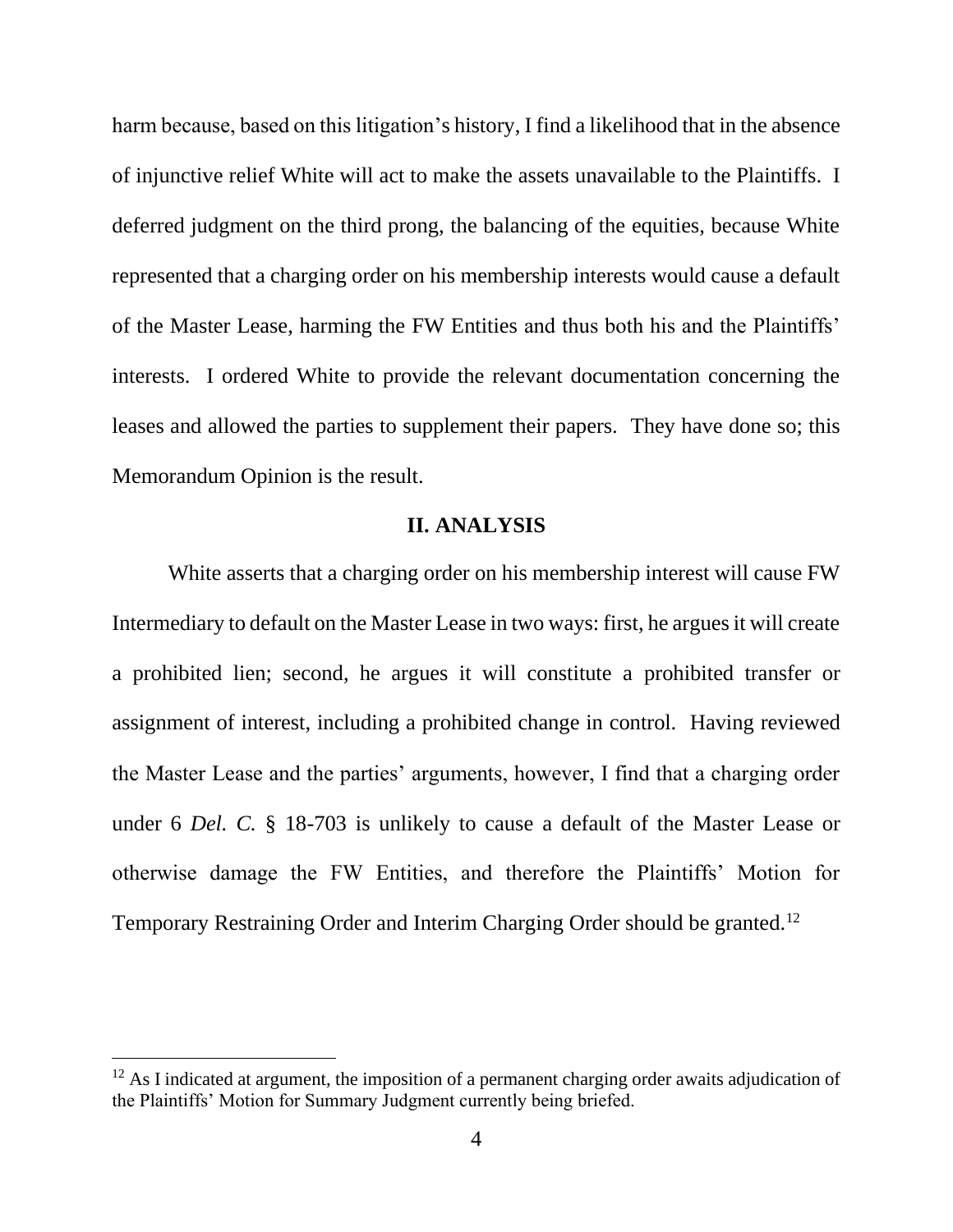harm because, based on this litigation's history, I find a likelihood that in the absence of injunctive relief White will act to make the assets unavailable to the Plaintiffs. I deferred judgment on the third prong, the balancing of the equities, because White represented that a charging order on his membership interests would cause a default of the Master Lease, harming the FW Entities and thus both his and the Plaintiffs' interests. I ordered White to provide the relevant documentation concerning the leases and allowed the parties to supplement their papers. They have done so; this Memorandum Opinion is the result.

## II. ANALYSIS

White asserts that a charging order on his membership interest will cause FW Intermediary to default on the Master Lease in two ways: first, he argues it will create a prohibited lien; second, he argues it will constitute a prohibited transfer or assignment of interest, including a prohibited change in control. Having reviewed the Master Lease and the parties' arguments, however, I find that a charging order under 6 *Del. C.* § 18-703 is unlikely to cause a default of the Master Lease or otherwise damage the FW Entities, and therefore the Plaintiffs' Motion for Temporary Restraining Order and Interim Charging Order should be granted.[12]

---

[12] As I indicated at argument, the imposition of a permanent charging order awaits adjudication of the Plaintiffs' Motion for Summary Judgment currently being briefed.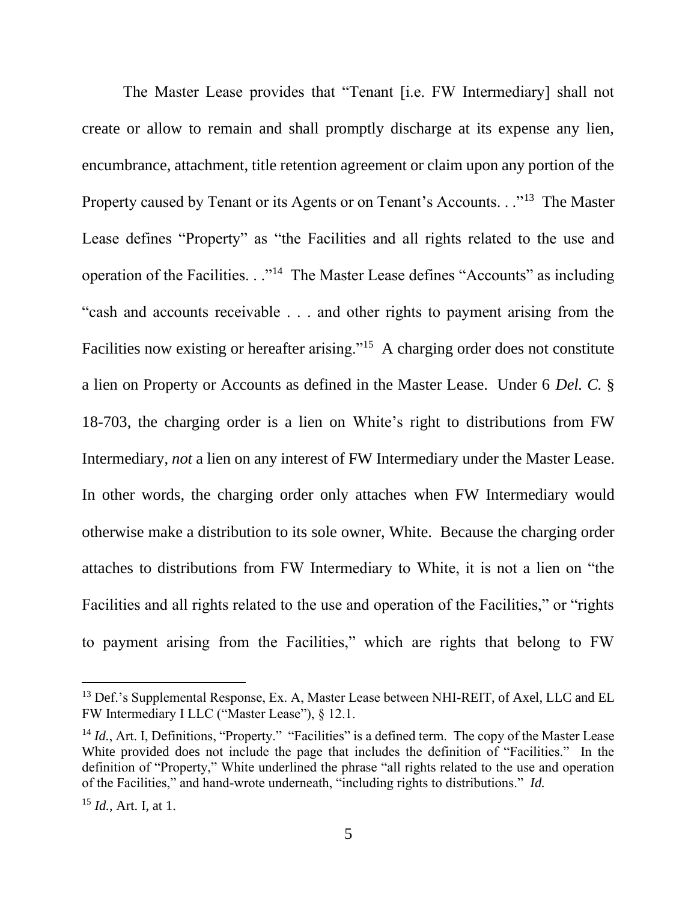The Master Lease provides that "Tenant [i.e. FW Intermediary] shall not create or allow to remain and shall promptly discharge at its expense any lien, encumbrance, attachment, title retention agreement or claim upon any portion of the Property caused by Tenant or its Agents or on Tenant's Accounts. . ."[13] The Master Lease defines "Property" as "the Facilities and all rights related to the use and operation of the Facilities. . ."[14] The Master Lease defines "Accounts" as including "cash and accounts receivable . . . and other rights to payment arising from the Facilities now existing or hereafter arising."[15] A charging order does not constitute a lien on Property or Accounts as defined in the Master Lease. Under 6 *Del. C.* § 18-703, the charging order is a lien on White's right to distributions from FW Intermediary, *not* a lien on any interest of FW Intermediary under the Master Lease. In other words, the charging order only attaches when FW Intermediary would otherwise make a distribution to its sole owner, White. Because the charging order attaches to distributions from FW Intermediary to White, it is not a lien on "the Facilities and all rights related to the use and operation of the Facilities," or "rights to payment arising from the Facilities," which are rights that belong to FW

---

[13] Def.'s Supplemental Response, Ex. A, Master Lease between NHI-REIT, of Axel, LLC and EL FW Intermediary I LLC ("Master Lease"), § 12.1.

[14] *Id.*, Art. I, Definitions, "Property." "Facilities" is a defined term. The copy of the Master Lease White provided does not include the page that includes the definition of "Facilities." In the definition of "Property," White underlined the phrase "all rights related to the use and operation of the Facilities," and hand-wrote underneath, "including rights to distributions." *Id.*

[15] *Id.*, Art. I, at 1.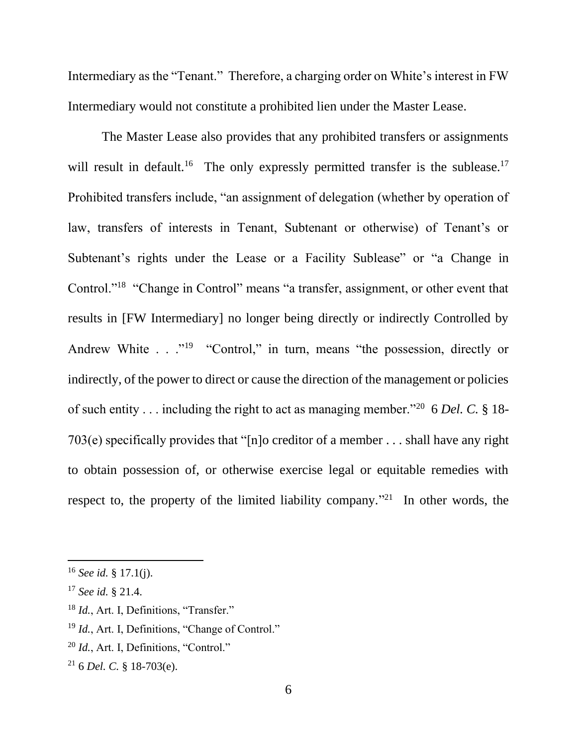Intermediary as the "Tenant." Therefore, a charging order on White's interest in FW Intermediary would not constitute a prohibited lien under the Master Lease.

The Master Lease also provides that any prohibited transfers or assignments will result in default.[16] The only expressly permitted transfer is the sublease.[17] Prohibited transfers include, "an assignment of delegation (whether by operation of law, transfers of interests in Tenant, Subtenant or otherwise) of Tenant's or Subtenant's rights under the Lease or a Facility Sublease" or "a Change in Control."[18] "Change in Control" means "a transfer, assignment, or other event that results in [FW Intermediary] no longer being directly or indirectly Controlled by Andrew White . . ."[19] "Control," in turn, means "the possession, directly or indirectly, of the power to direct or cause the direction of the management or policies of such entity . . . including the right to act as managing member."[20] 6 *Del. C.* § 18-703(e) specifically provides that "[n]o creditor of a member . . . shall have any right to obtain possession of, or otherwise exercise legal or equitable remedies with respect to, the property of the limited liability company."[21] In other words, the

---

[16] *See id.* § 17.1(j).

[17] *See id.* § 21.4.

[18] *Id.*, Art. I, Definitions, "Transfer."

[19] *Id.*, Art. I, Definitions, "Change of Control."

[20] *Id.*, Art. I, Definitions, "Control."

[21] 6 *Del. C.* § 18-703(e).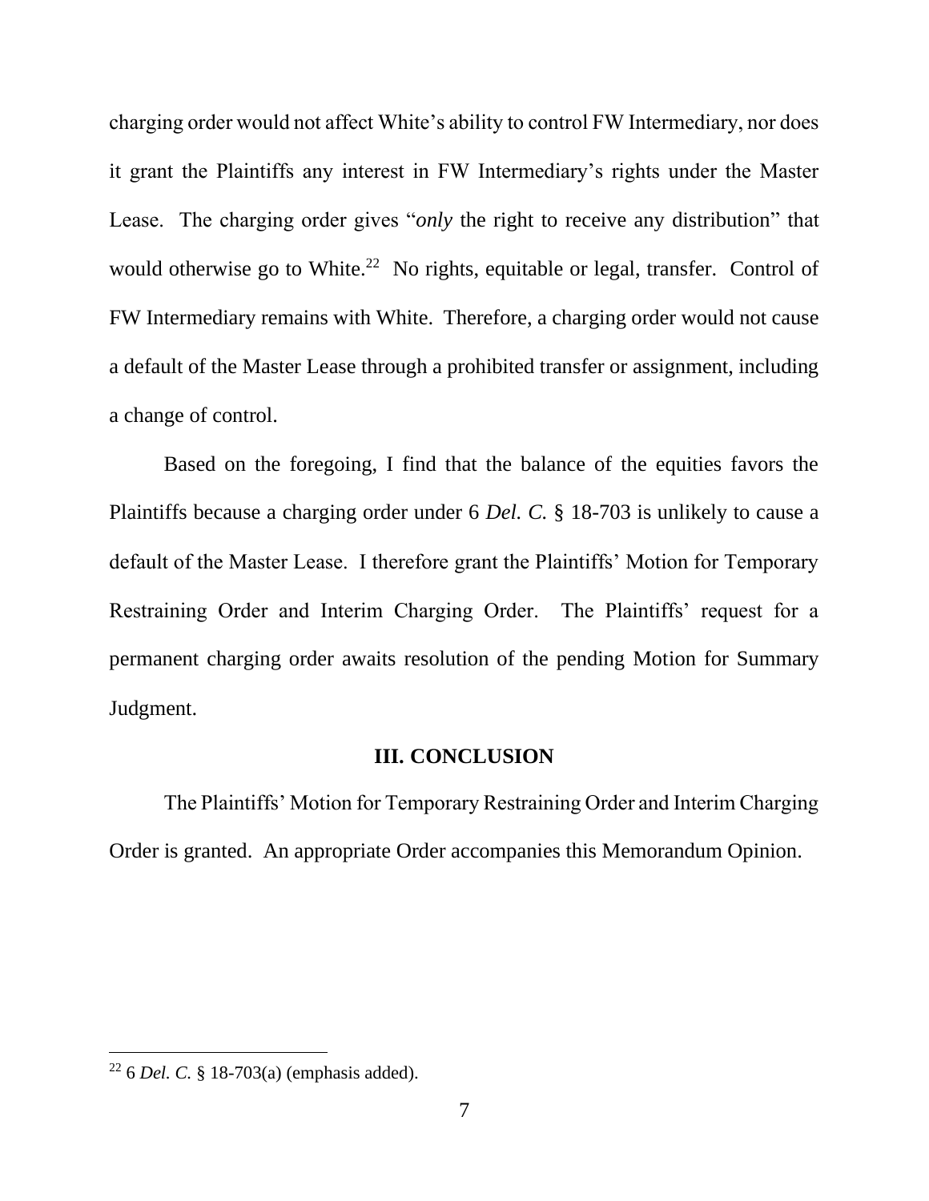charging order would not affect White's ability to control FW Intermediary, nor does it grant the Plaintiffs any interest in FW Intermediary's rights under the Master Lease. The charging order gives "*only* the right to receive any distribution" that would otherwise go to White.[22] No rights, equitable or legal, transfer. Control of FW Intermediary remains with White. Therefore, a charging order would not cause a default of the Master Lease through a prohibited transfer or assignment, including a change of control.

Based on the foregoing, I find that the balance of the equities favors the Plaintiffs because a charging order under 6 *Del. C.* § 18-703 is unlikely to cause a default of the Master Lease. I therefore grant the Plaintiffs' Motion for Temporary Restraining Order and Interim Charging Order. The Plaintiffs' request for a permanent charging order awaits resolution of the pending Motion for Summary Judgment.

## III. CONCLUSION

The Plaintiffs' Motion for Temporary Restraining Order and Interim Charging Order is granted. An appropriate Order accompanies this Memorandum Opinion.

---

[22] 6 *Del. C.* § 18-703(a) (emphasis added).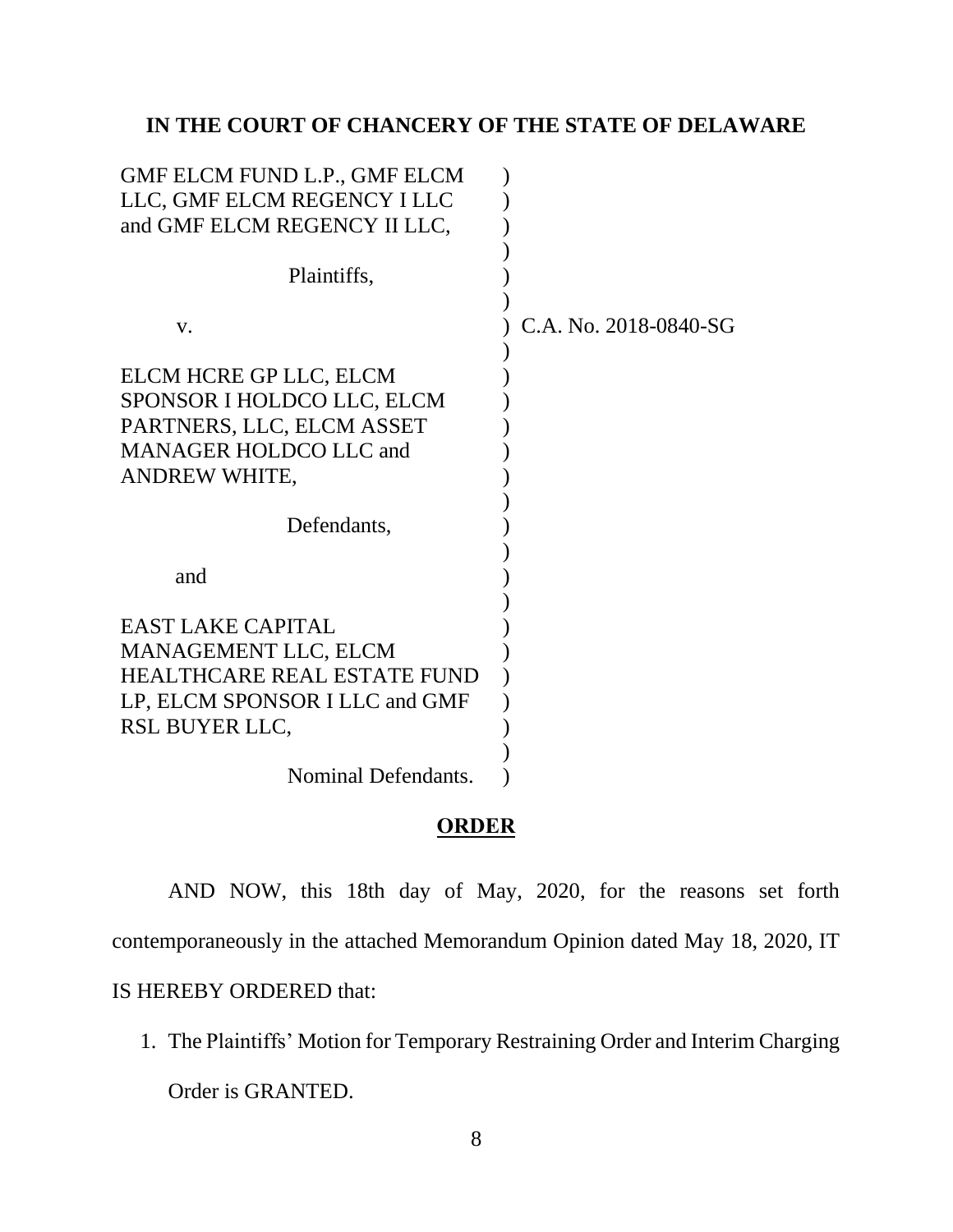**IN THE COURT OF CHANCERY OF THE STATE OF DELAWARE**

| | | |
|---|---|---|
| GMF ELCM FUND L.P., GMF ELCM LLC, GMF ELCM REGENCY I LLC and GMF ELCM REGENCY II LLC, | ) | |
| Plaintiffs, | ) | |
| v. | ) | C.A. No. 2018-0840-SG |
| ELCM HCRE GP LLC, ELCM SPONSOR I HOLDCO LLC, ELCM PARTNERS, LLC, ELCM ASSET MANAGER HOLDCO LLC and ANDREW WHITE, | ) | |
| Defendants, | ) | |
| and | ) | |
| EAST LAKE CAPITAL MANAGEMENT LLC, ELCM HEALTHCARE REAL ESTATE FUND LP, ELCM SPONSOR I LLC and GMF RSL BUYER LLC, | ) | |
| Nominal Defendants. | ) | |

## ORDER

AND NOW, this 18th day of May, 2020, for the reasons set forth contemporaneously in the attached Memorandum Opinion dated May 18, 2020, IT IS HEREBY ORDERED that:

1. The Plaintiffs' Motion for Temporary Restraining Order and Interim Charging Order is GRANTED.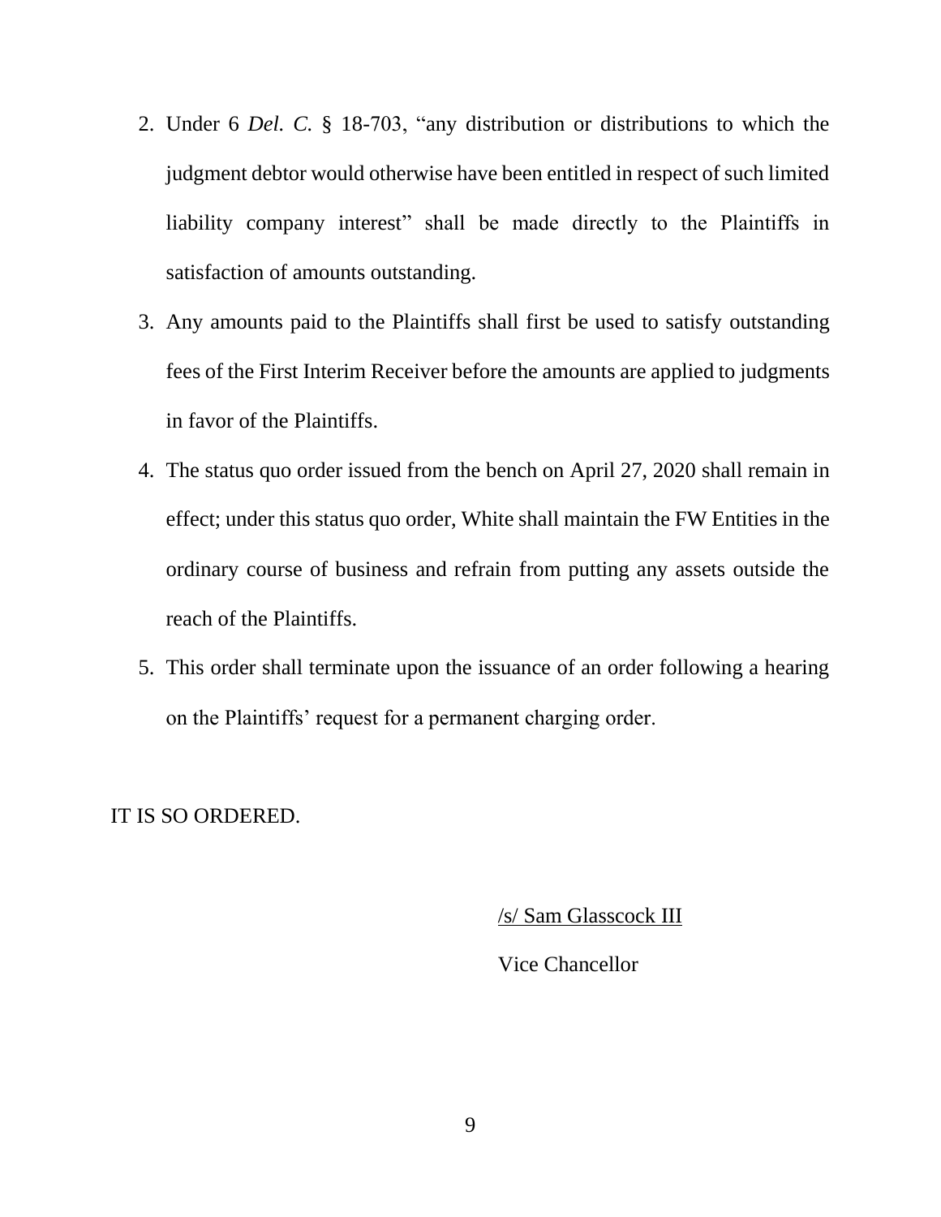2. Under 6 *Del. C.* § 18-703, "any distribution or distributions to which the judgment debtor would otherwise have been entitled in respect of such limited liability company interest" shall be made directly to the Plaintiffs in satisfaction of amounts outstanding.
3. Any amounts paid to the Plaintiffs shall first be used to satisfy outstanding fees of the First Interim Receiver before the amounts are applied to judgments in favor of the Plaintiffs.
4. The status quo order issued from the bench on April 27, 2020 shall remain in effect; under this status quo order, White shall maintain the FW Entities in the ordinary course of business and refrain from putting any assets outside the reach of the Plaintiffs.
5. This order shall terminate upon the issuance of an order following a hearing on the Plaintiffs' request for a permanent charging order.

IT IS SO ORDERED.

/s/ Sam Glasscock III

Vice Chancellor